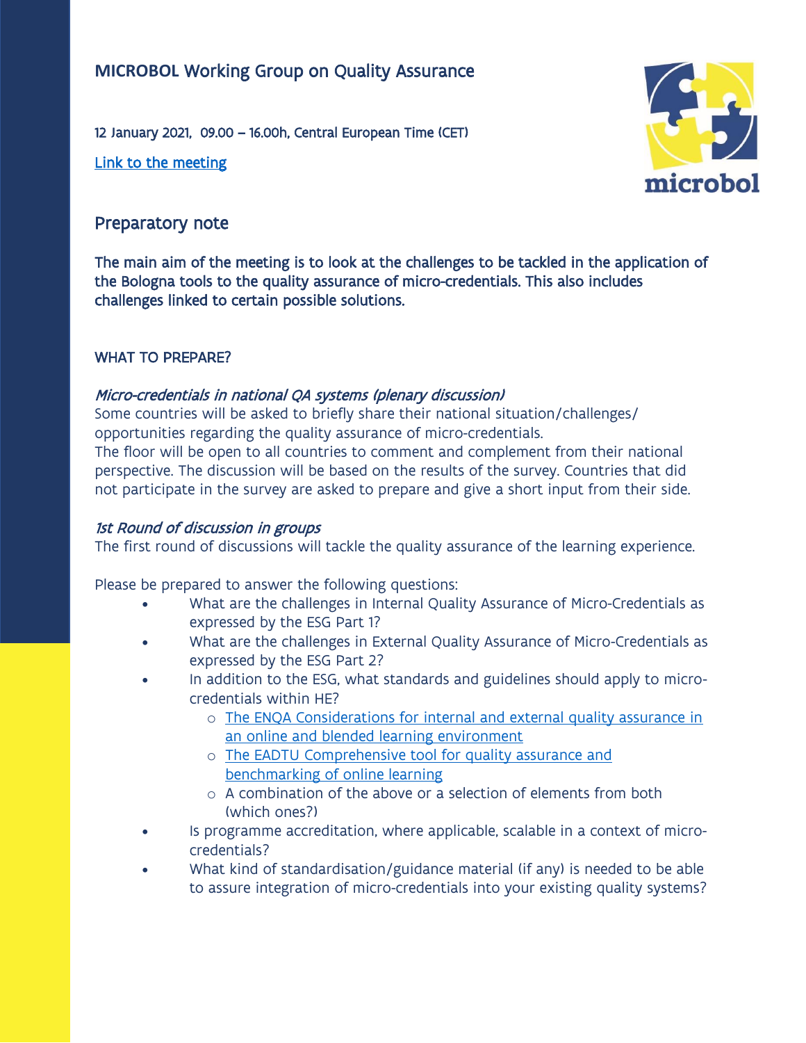# MICROBOL Working Group on Quality Assurance

12 January 2021, 09.00 – 16.00h, Central European Time (CET)

[Link to the meeting]

## Preparatory note

**The main aim of the meeting is to look at the challenges to be tackled in the application of the Bologna tools to the quality assurance of micro-credentials. This also includes challenges linked to certain possible solutions.**

### WHAT TO PREPARE?

*Micro-credentials in national QA systems (plenary discussion)*

Some countries will be asked to briefly share their national situation/challenges/ opportunities regarding the quality assurance of micro-credentials.

The floor will be open to all countries to comment and complement from their national perspective. The discussion will be based on the results of the survey. Countries that did not participate in the survey are asked to prepare and give a short input from their side.

*1st Round of discussion in groups*

The first round of discussions will tackle the quality assurance of the learning experience.

Please be prepared to answer the following questions:

- What are the challenges in Internal Quality Assurance of Micro-Credentials as expressed by the ESG Part 1?
- What are the challenges in External Quality Assurance of Micro-Credentials as expressed by the ESG Part 2?
- In addition to the ESG, what standards and guidelines should apply to micro-credentials within HE?
  - [The ENQA Considerations for internal and external quality assurance in an online and blended learning environment]
  - [The EADTU Comprehensive tool for quality assurance and benchmarking of online learning]
  - A combination of the above or a selection of elements from both (which ones?)
- Is programme accreditation, where applicable, scalable in a context of micro-credentials?
- What kind of standardisation/guidance material (if any) is needed to be able to assure integration of micro-credentials into your existing quality systems?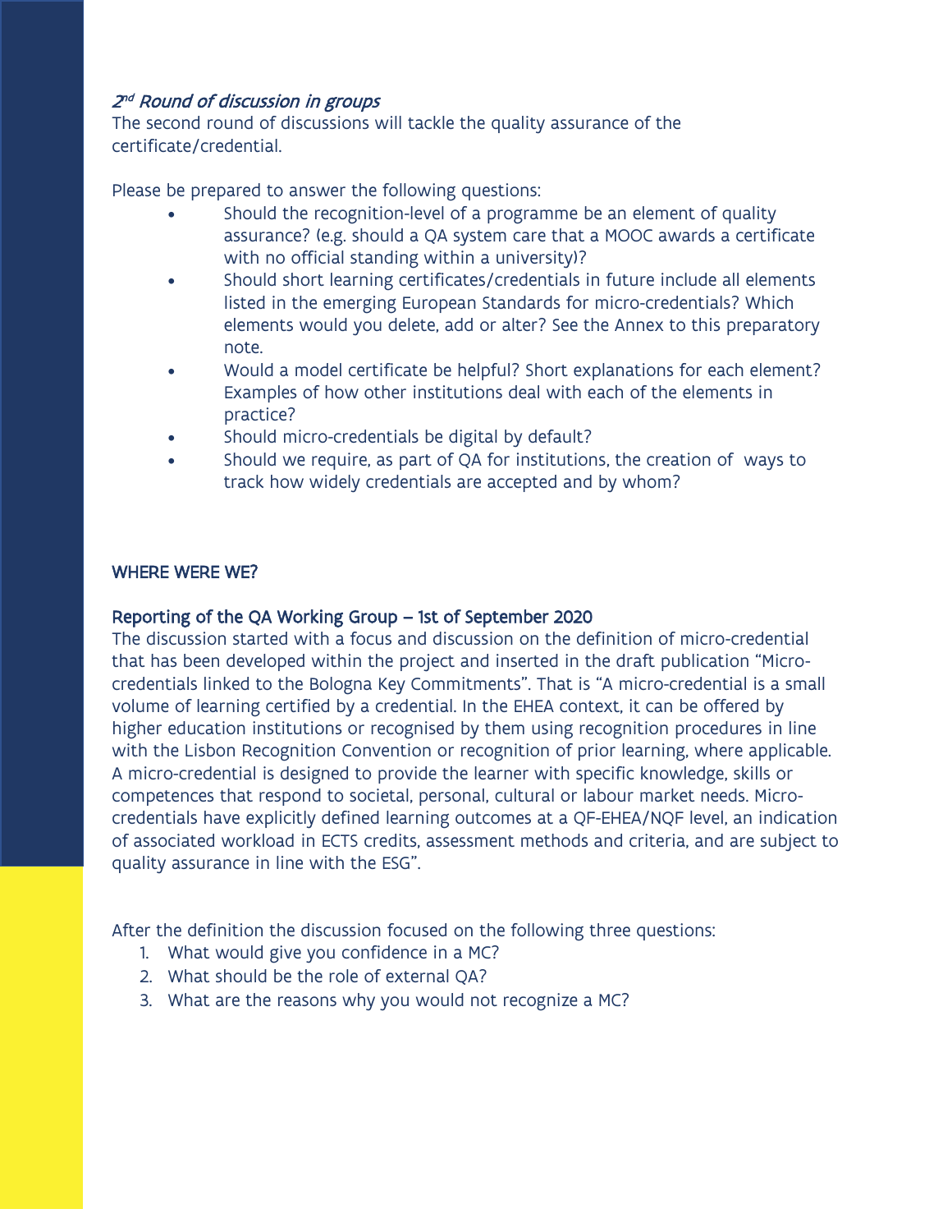### *2nd Round of discussion in groups*

The second round of discussions will tackle the quality assurance of the certificate/credential.

Please be prepared to answer the following questions:

- Should the recognition-level of a programme be an element of quality assurance? (e.g. should a QA system care that a MOOC awards a certificate with no official standing within a university)?
- Should short learning certificates/credentials in future include all elements listed in the emerging European Standards for micro-credentials? Which elements would you delete, add or alter? See the Annex to this preparatory note.
- Would a model certificate be helpful? Short explanations for each element? Examples of how other institutions deal with each of the elements in practice?
- Should micro-credentials be digital by default?
- Should we require, as part of QA for institutions, the creation of ways to track how widely credentials are accepted and by whom?

## WHERE WERE WE?

### Reporting of the QA Working Group – 1st of September 2020

The discussion started with a focus and discussion on the definition of micro-credential that has been developed within the project and inserted in the draft publication "Micro-credentials linked to the Bologna Key Commitments". That is "A micro-credential is a small volume of learning certified by a credential. In the EHEA context, it can be offered by higher education institutions or recognised by them using recognition procedures in line with the Lisbon Recognition Convention or recognition of prior learning, where applicable. A micro-credential is designed to provide the learner with specific knowledge, skills or competences that respond to societal, personal, cultural or labour market needs. Micro-credentials have explicitly defined learning outcomes at a QF-EHEA/NQF level, an indication of associated workload in ECTS credits, assessment methods and criteria, and are subject to quality assurance in line with the ESG".

After the definition the discussion focused on the following three questions:

1. What would give you confidence in a MC?
2. What should be the role of external QA?
3. What are the reasons why you would not recognize a MC?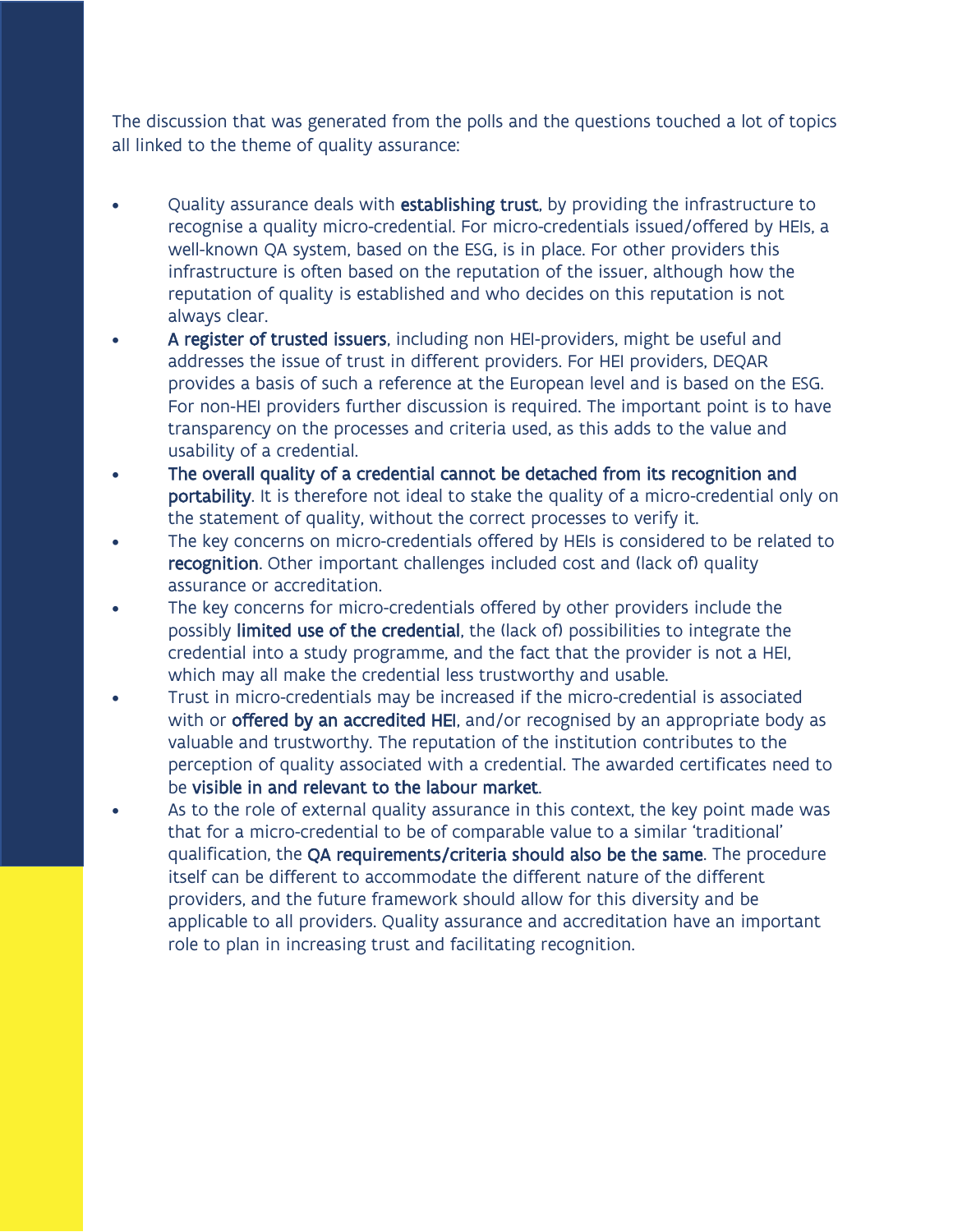The discussion that was generated from the polls and the questions touched a lot of topics all linked to the theme of quality assurance:

- Quality assurance deals with **establishing trust**, by providing the infrastructure to recognise a quality micro-credential. For micro-credentials issued/offered by HEIs, a well-known QA system, based on the ESG, is in place. For other providers this infrastructure is often based on the reputation of the issuer, although how the reputation of quality is established and who decides on this reputation is not always clear.
- **A register of trusted issuers**, including non HEI-providers, might be useful and addresses the issue of trust in different providers. For HEI providers, DEQAR provides a basis of such a reference at the European level and is based on the ESG. For non-HEI providers further discussion is required. The important point is to have transparency on the processes and criteria used, as this adds to the value and usability of a credential.
- **The overall quality of a credential cannot be detached from its recognition and portability**. It is therefore not ideal to stake the quality of a micro-credential only on the statement of quality, without the correct processes to verify it.
- The key concerns on micro-credentials offered by HEIs is considered to be related to **recognition**. Other important challenges included cost and (lack of) quality assurance or accreditation.
- The key concerns for micro-credentials offered by other providers include the possibly **limited use of the credential**, the (lack of) possibilities to integrate the credential into a study programme, and the fact that the provider is not a HEI, which may all make the credential less trustworthy and usable.
- Trust in micro-credentials may be increased if the micro-credential is associated with or **offered by an accredited HEI**, and/or recognised by an appropriate body as valuable and trustworthy. The reputation of the institution contributes to the perception of quality associated with a credential. The awarded certificates need to be **visible in and relevant to the labour market**.
- As to the role of external quality assurance in this context, the key point made was that for a micro-credential to be of comparable value to a similar 'traditional' qualification, the **QA requirements/criteria should also be the same**. The procedure itself can be different to accommodate the different nature of the different providers, and the future framework should allow for this diversity and be applicable to all providers. Quality assurance and accreditation have an important role to plan in increasing trust and facilitating recognition.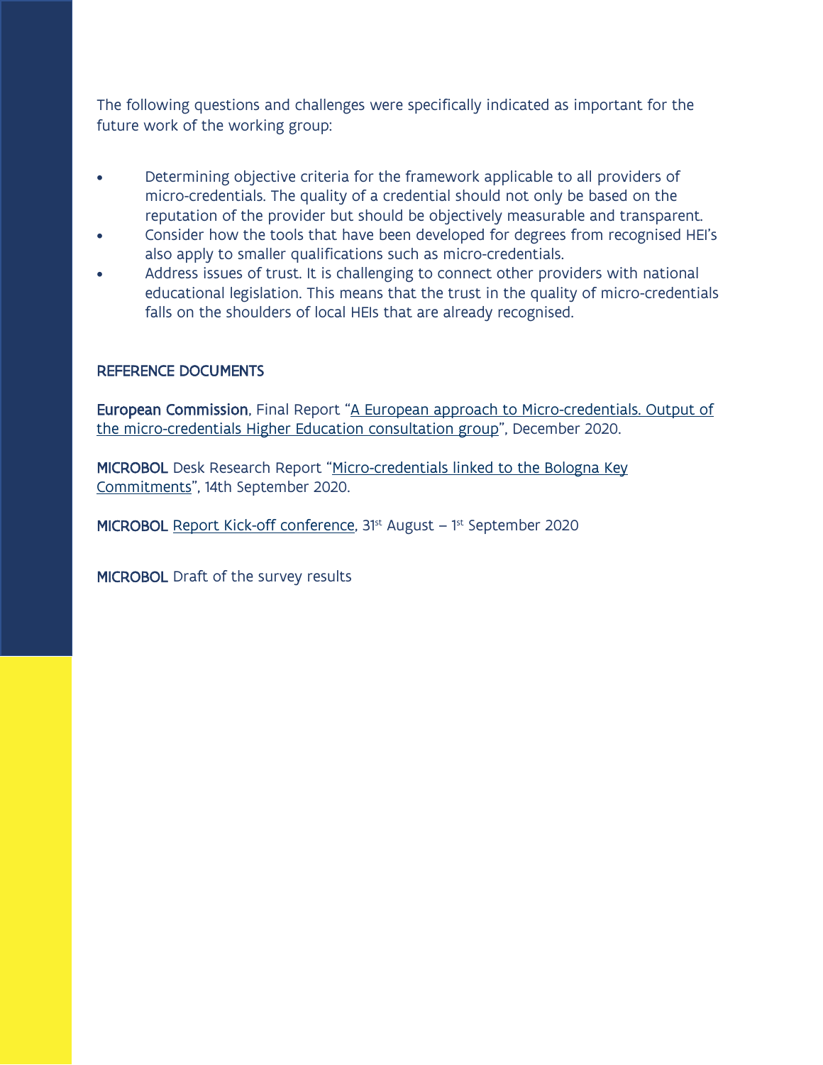The following questions and challenges were specifically indicated as important for the future work of the working group:

- Determining objective criteria for the framework applicable to all providers of micro-credentials. The quality of a credential should not only be based on the reputation of the provider but should be objectively measurable and transparent.
- Consider how the tools that have been developed for degrees from recognised HEI's also apply to smaller qualifications such as micro-credentials.
- Address issues of trust. It is challenging to connect other providers with national educational legislation. This means that the trust in the quality of micro-credentials falls on the shoulders of local HEIs that are already recognised.

## REFERENCE DOCUMENTS

**European Commission**, Final Report "A European approach to Micro-credentials. Output of the micro-credentials Higher Education consultation group", December 2020.

**MICROBOL** Desk Research Report "Micro-credentials linked to the Bologna Key Commitments", 14th September 2020.

**MICROBOL** Report Kick-off conference, 31st August – 1st September 2020

**MICROBOL** Draft of the survey results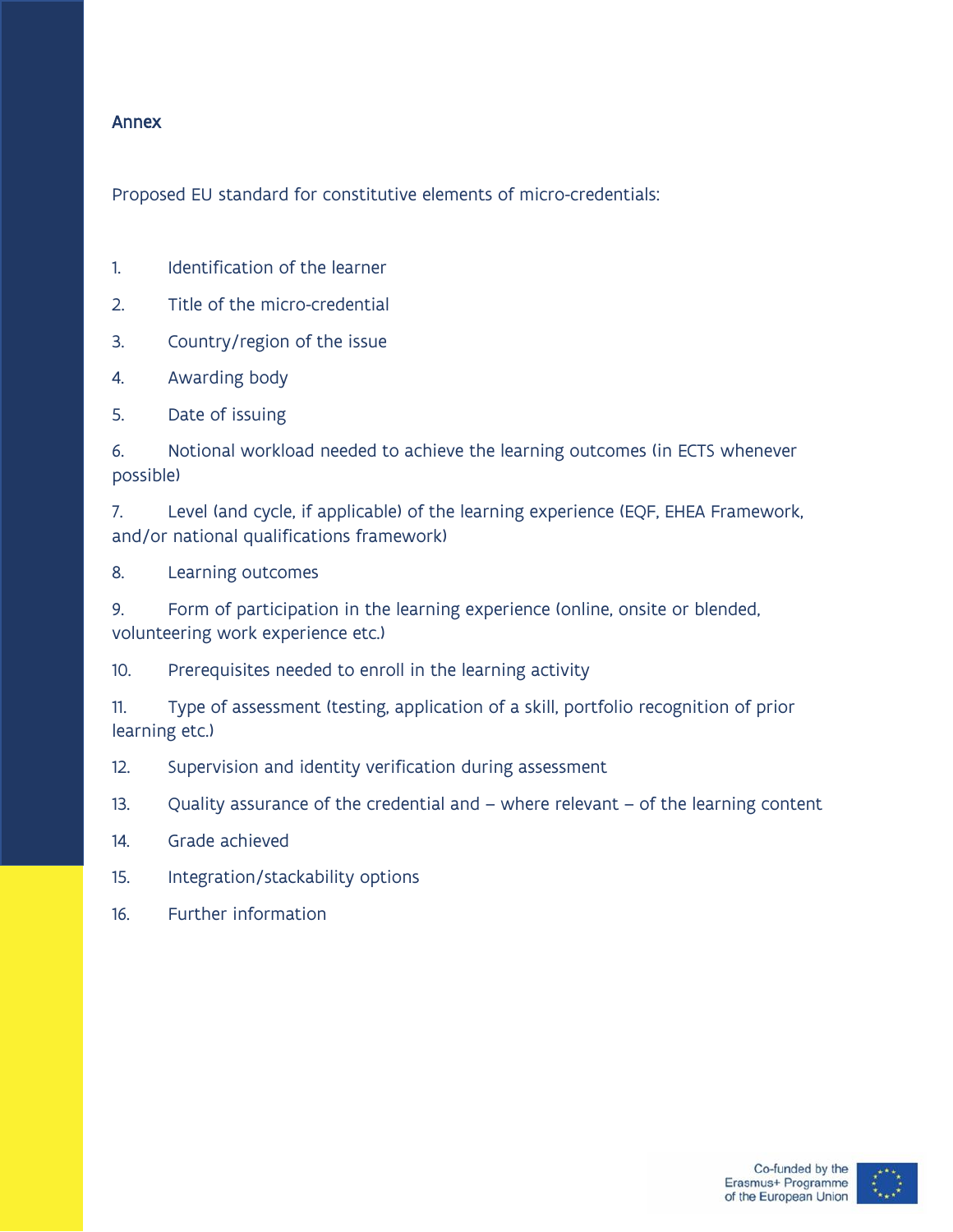## Annex

Proposed EU standard for constitutive elements of micro-credentials:

1. Identification of the learner
2. Title of the micro-credential
3. Country/region of the issue
4. Awarding body
5. Date of issuing
6. Notional workload needed to achieve the learning outcomes (in ECTS whenever possible)
7. Level (and cycle, if applicable) of the learning experience (EQF, EHEA Framework, and/or national qualifications framework)
8. Learning outcomes
9. Form of participation in the learning experience (online, onsite or blended, volunteering work experience etc.)
10. Prerequisites needed to enroll in the learning activity
11. Type of assessment (testing, application of a skill, portfolio recognition of prior learning etc.)
12. Supervision and identity verification during assessment
13. Quality assurance of the credential and – where relevant – of the learning content
14. Grade achieved
15. Integration/stackability options
16. Further information